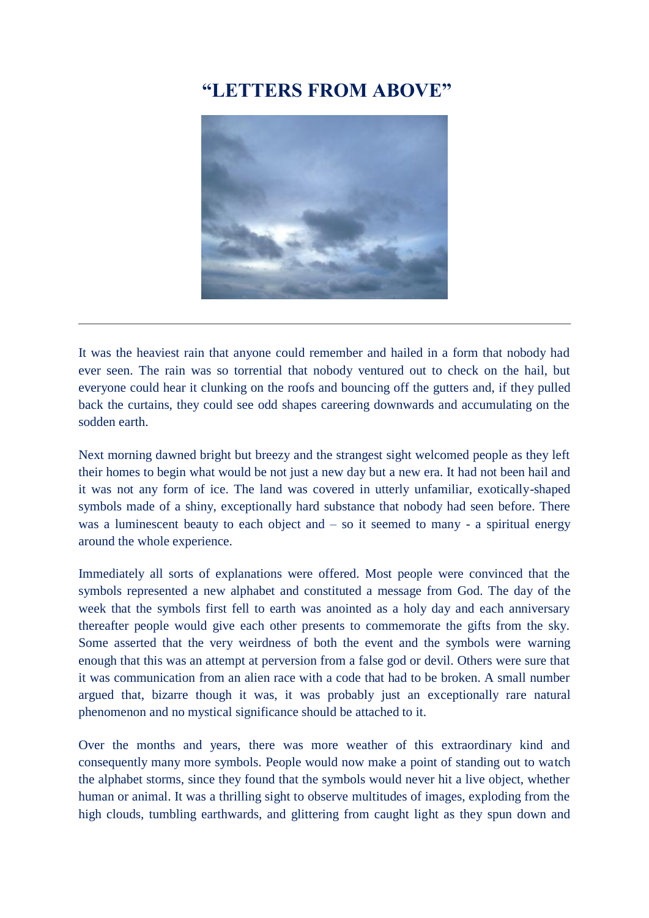# "LETTERS FROM ABOVE"

---

It was the heaviest rain that anyone could remember and hailed in a form that nobody had ever seen. The rain was so torrential that nobody ventured out to check on the hail, but everyone could hear it clunking on the roofs and bouncing off the gutters and, if they pulled back the curtains, they could see odd shapes careering downwards and accumulating on the sodden earth.

Next morning dawned bright but breezy and the strangest sight welcomed people as they left their homes to begin what would be not just a new day but a new era. It had not been hail and it was not any form of ice. The land was covered in utterly unfamiliar, exotically-shaped symbols made of a shiny, exceptionally hard substance that nobody had seen before. There was a luminescent beauty to each object and – so it seemed to many - a spiritual energy around the whole experience.

Immediately all sorts of explanations were offered. Most people were convinced that the symbols represented a new alphabet and constituted a message from God. The day of the week that the symbols first fell to earth was anointed as a holy day and each anniversary thereafter people would give each other presents to commemorate the gifts from the sky. Some asserted that the very weirdness of both the event and the symbols were warning enough that this was an attempt at perversion from a false god or devil. Others were sure that it was communication from an alien race with a code that had to be broken. A small number argued that, bizarre though it was, it was probably just an exceptionally rare natural phenomenon and no mystical significance should be attached to it.

Over the months and years, there was more weather of this extraordinary kind and consequently many more symbols. People would now make a point of standing out to watch the alphabet storms, since they found that the symbols would never hit a live object, whether human or animal. It was a thrilling sight to observe multitudes of images, exploding from the high clouds, tumbling earthwards, and glittering from caught light as they spun down and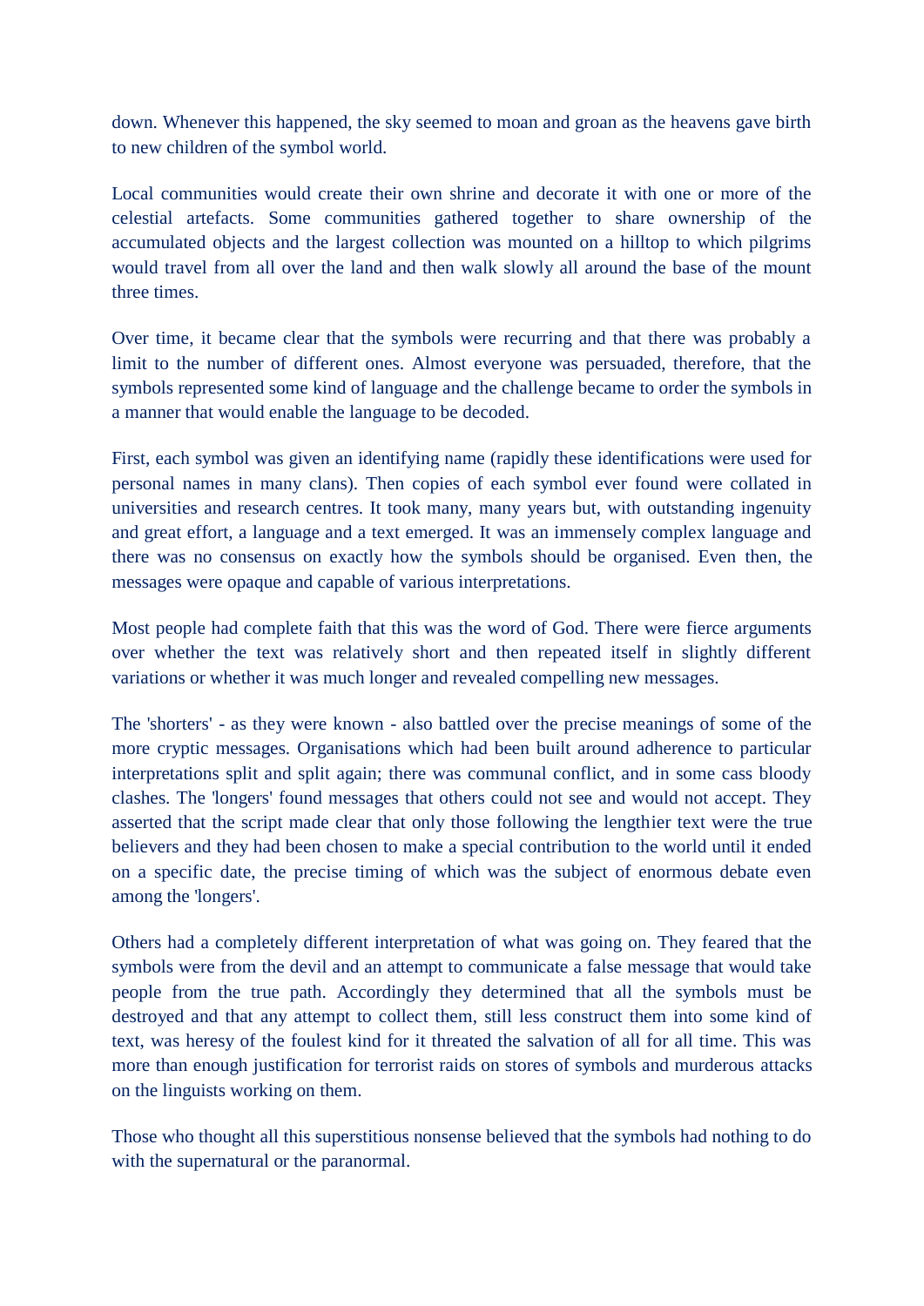down. Whenever this happened, the sky seemed to moan and groan as the heavens gave birth to new children of the symbol world.

Local communities would create their own shrine and decorate it with one or more of the celestial artefacts. Some communities gathered together to share ownership of the accumulated objects and the largest collection was mounted on a hilltop to which pilgrims would travel from all over the land and then walk slowly all around the base of the mount three times.

Over time, it became clear that the symbols were recurring and that there was probably a limit to the number of different ones. Almost everyone was persuaded, therefore, that the symbols represented some kind of language and the challenge became to order the symbols in a manner that would enable the language to be decoded.

First, each symbol was given an identifying name (rapidly these identifications were used for personal names in many clans). Then copies of each symbol ever found were collated in universities and research centres. It took many, many years but, with outstanding ingenuity and great effort, a language and a text emerged. It was an immensely complex language and there was no consensus on exactly how the symbols should be organised. Even then, the messages were opaque and capable of various interpretations.

Most people had complete faith that this was the word of God. There were fierce arguments over whether the text was relatively short and then repeated itself in slightly different variations or whether it was much longer and revealed compelling new messages.

The 'shorters' - as they were known - also battled over the precise meanings of some of the more cryptic messages. Organisations which had been built around adherence to particular interpretations split and split again; there was communal conflict, and in some cass bloody clashes. The 'longers' found messages that others could not see and would not accept. They asserted that the script made clear that only those following the lengthier text were the true believers and they had been chosen to make a special contribution to the world until it ended on a specific date, the precise timing of which was the subject of enormous debate even among the 'longers'.

Others had a completely different interpretation of what was going on. They feared that the symbols were from the devil and an attempt to communicate a false message that would take people from the true path. Accordingly they determined that all the symbols must be destroyed and that any attempt to collect them, still less construct them into some kind of text, was heresy of the foulest kind for it threated the salvation of all for all time. This was more than enough justification for terrorist raids on stores of symbols and murderous attacks on the linguists working on them.

Those who thought all this superstitious nonsense believed that the symbols had nothing to do with the supernatural or the paranormal.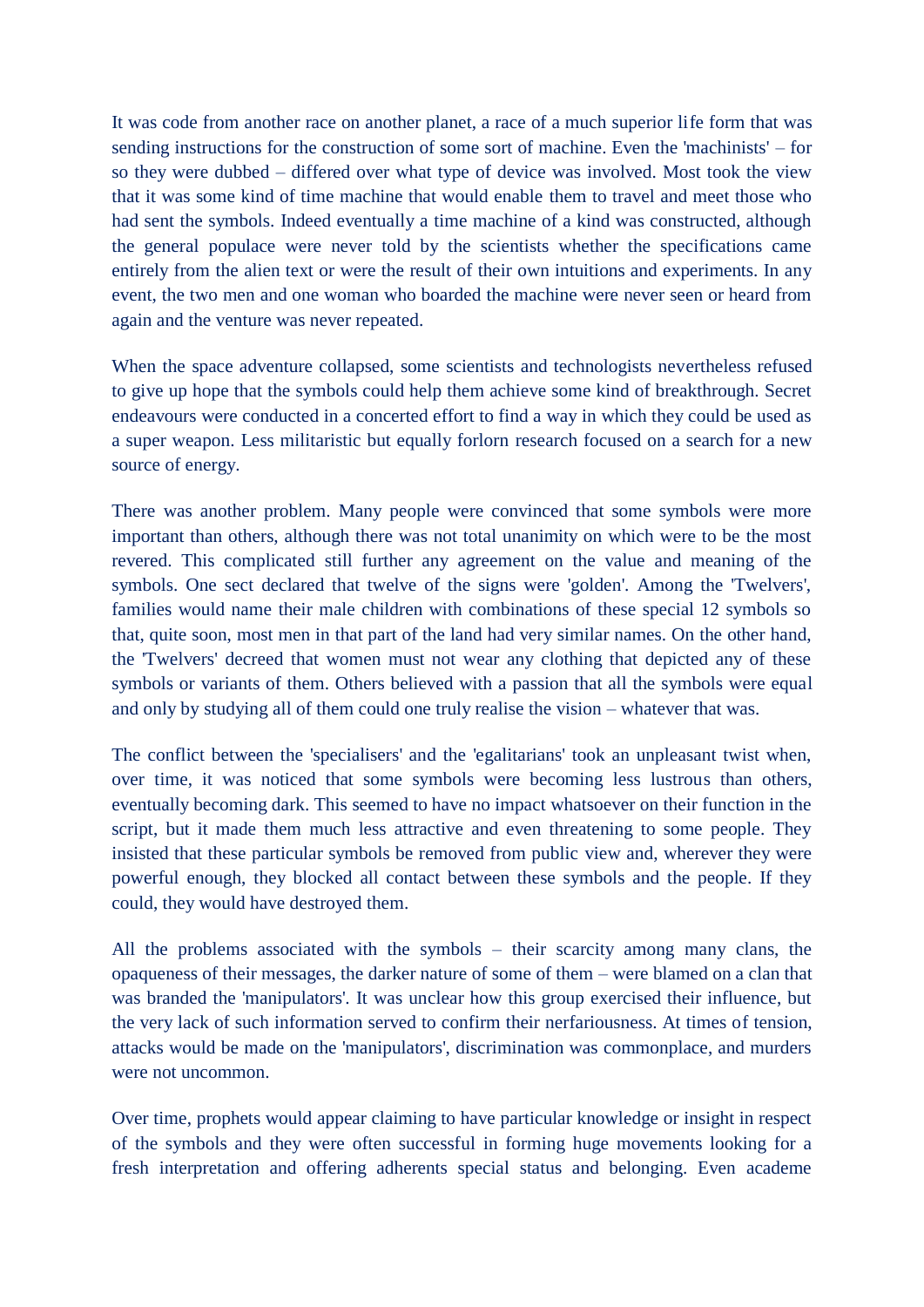It was code from another race on another planet, a race of a much superior life form that was sending instructions for the construction of some sort of machine. Even the 'machinists' – for so they were dubbed – differed over what type of device was involved. Most took the view that it was some kind of time machine that would enable them to travel and meet those who had sent the symbols. Indeed eventually a time machine of a kind was constructed, although the general populace were never told by the scientists whether the specifications came entirely from the alien text or were the result of their own intuitions and experiments. In any event, the two men and one woman who boarded the machine were never seen or heard from again and the venture was never repeated.

When the space adventure collapsed, some scientists and technologists nevertheless refused to give up hope that the symbols could help them achieve some kind of breakthrough. Secret endeavours were conducted in a concerted effort to find a way in which they could be used as a super weapon. Less militaristic but equally forlorn research focused on a search for a new source of energy.

There was another problem. Many people were convinced that some symbols were more important than others, although there was not total unanimity on which were to be the most revered. This complicated still further any agreement on the value and meaning of the symbols. One sect declared that twelve of the signs were 'golden'. Among the 'Twelvers', families would name their male children with combinations of these special 12 symbols so that, quite soon, most men in that part of the land had very similar names. On the other hand, the 'Twelvers' decreed that women must not wear any clothing that depicted any of these symbols or variants of them. Others believed with a passion that all the symbols were equal and only by studying all of them could one truly realise the vision – whatever that was.

The conflict between the 'specialisers' and the 'egalitarians' took an unpleasant twist when, over time, it was noticed that some symbols were becoming less lustrous than others, eventually becoming dark. This seemed to have no impact whatsoever on their function in the script, but it made them much less attractive and even threatening to some people. They insisted that these particular symbols be removed from public view and, wherever they were powerful enough, they blocked all contact between these symbols and the people. If they could, they would have destroyed them.

All the problems associated with the symbols – their scarcity among many clans, the opaqueness of their messages, the darker nature of some of them – were blamed on a clan that was branded the 'manipulators'. It was unclear how this group exercised their influence, but the very lack of such information served to confirm their nerfariousness. At times of tension, attacks would be made on the 'manipulators', discrimination was commonplace, and murders were not uncommon.

Over time, prophets would appear claiming to have particular knowledge or insight in respect of the symbols and they were often successful in forming huge movements looking for a fresh interpretation and offering adherents special status and belonging. Even academe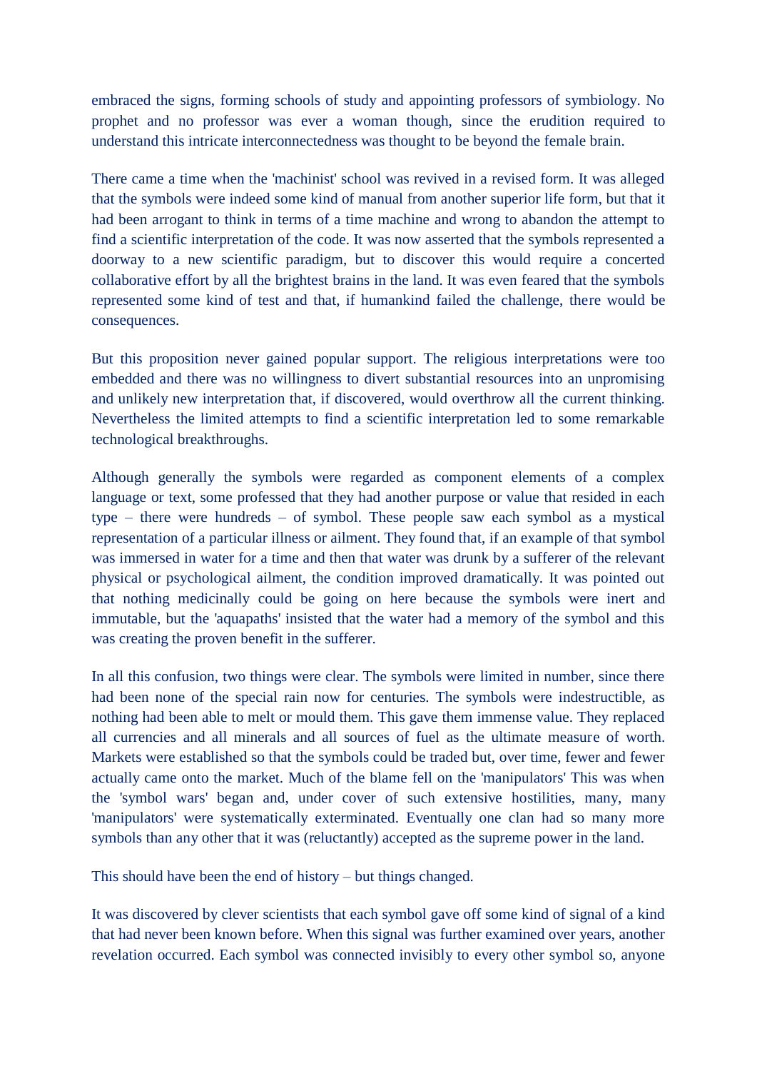embraced the signs, forming schools of study and appointing professors of symbiology. No prophet and no professor was ever a woman though, since the erudition required to understand this intricate interconnectedness was thought to be beyond the female brain.

There came a time when the 'machinist' school was revived in a revised form. It was alleged that the symbols were indeed some kind of manual from another superior life form, but that it had been arrogant to think in terms of a time machine and wrong to abandon the attempt to find a scientific interpretation of the code. It was now asserted that the symbols represented a doorway to a new scientific paradigm, but to discover this would require a concerted collaborative effort by all the brightest brains in the land. It was even feared that the symbols represented some kind of test and that, if humankind failed the challenge, there would be consequences.

But this proposition never gained popular support. The religious interpretations were too embedded and there was no willingness to divert substantial resources into an unpromising and unlikely new interpretation that, if discovered, would overthrow all the current thinking. Nevertheless the limited attempts to find a scientific interpretation led to some remarkable technological breakthroughs.

Although generally the symbols were regarded as component elements of a complex language or text, some professed that they had another purpose or value that resided in each type – there were hundreds – of symbol. These people saw each symbol as a mystical representation of a particular illness or ailment. They found that, if an example of that symbol was immersed in water for a time and then that water was drunk by a sufferer of the relevant physical or psychological ailment, the condition improved dramatically. It was pointed out that nothing medicinally could be going on here because the symbols were inert and immutable, but the 'aquapaths' insisted that the water had a memory of the symbol and this was creating the proven benefit in the sufferer.

In all this confusion, two things were clear. The symbols were limited in number, since there had been none of the special rain now for centuries. The symbols were indestructible, as nothing had been able to melt or mould them. This gave them immense value. They replaced all currencies and all minerals and all sources of fuel as the ultimate measure of worth. Markets were established so that the symbols could be traded but, over time, fewer and fewer actually came onto the market. Much of the blame fell on the 'manipulators' This was when the 'symbol wars' began and, under cover of such extensive hostilities, many, many 'manipulators' were systematically exterminated. Eventually one clan had so many more symbols than any other that it was (reluctantly) accepted as the supreme power in the land.

This should have been the end of history – but things changed.

It was discovered by clever scientists that each symbol gave off some kind of signal of a kind that had never been known before. When this signal was further examined over years, another revelation occurred. Each symbol was connected invisibly to every other symbol so, anyone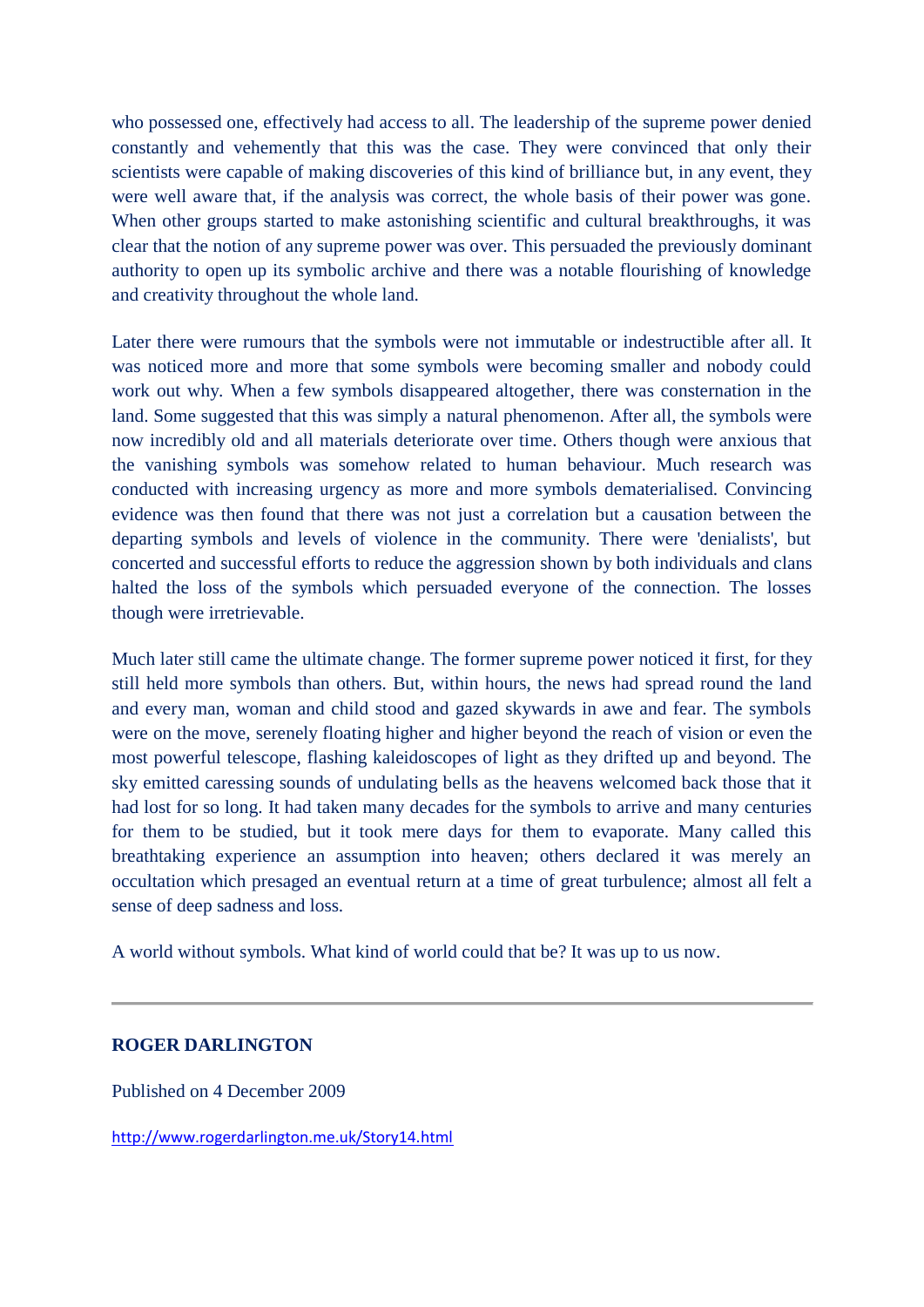who possessed one, effectively had access to all. The leadership of the supreme power denied constantly and vehemently that this was the case. They were convinced that only their scientists were capable of making discoveries of this kind of brilliance but, in any event, they were well aware that, if the analysis was correct, the whole basis of their power was gone. When other groups started to make astonishing scientific and cultural breakthroughs, it was clear that the notion of any supreme power was over. This persuaded the previously dominant authority to open up its symbolic archive and there was a notable flourishing of knowledge and creativity throughout the whole land.

Later there were rumours that the symbols were not immutable or indestructible after all. It was noticed more and more that some symbols were becoming smaller and nobody could work out why. When a few symbols disappeared altogether, there was consternation in the land. Some suggested that this was simply a natural phenomenon. After all, the symbols were now incredibly old and all materials deteriorate over time. Others though were anxious that the vanishing symbols was somehow related to human behaviour. Much research was conducted with increasing urgency as more and more symbols dematerialised. Convincing evidence was then found that there was not just a correlation but a causation between the departing symbols and levels of violence in the community. There were 'denialists', but concerted and successful efforts to reduce the aggression shown by both individuals and clans halted the loss of the symbols which persuaded everyone of the connection. The losses though were irretrievable.

Much later still came the ultimate change. The former supreme power noticed it first, for they still held more symbols than others. But, within hours, the news had spread round the land and every man, woman and child stood and gazed skywards in awe and fear. The symbols were on the move, serenely floating higher and higher beyond the reach of vision or even the most powerful telescope, flashing kaleidoscopes of light as they drifted up and beyond. The sky emitted caressing sounds of undulating bells as the heavens welcomed back those that it had lost for so long. It had taken many decades for the symbols to arrive and many centuries for them to be studied, but it took mere days for them to evaporate. Many called this breathtaking experience an assumption into heaven; others declared it was merely an occultation which presaged an eventual return at a time of great turbulence; almost all felt a sense of deep sadness and loss.

A world without symbols. What kind of world could that be? It was up to us now.

---

**ROGER DARLINGTON**

Published on 4 December 2009

http://www.rogerdarlington.me.uk/Story14.html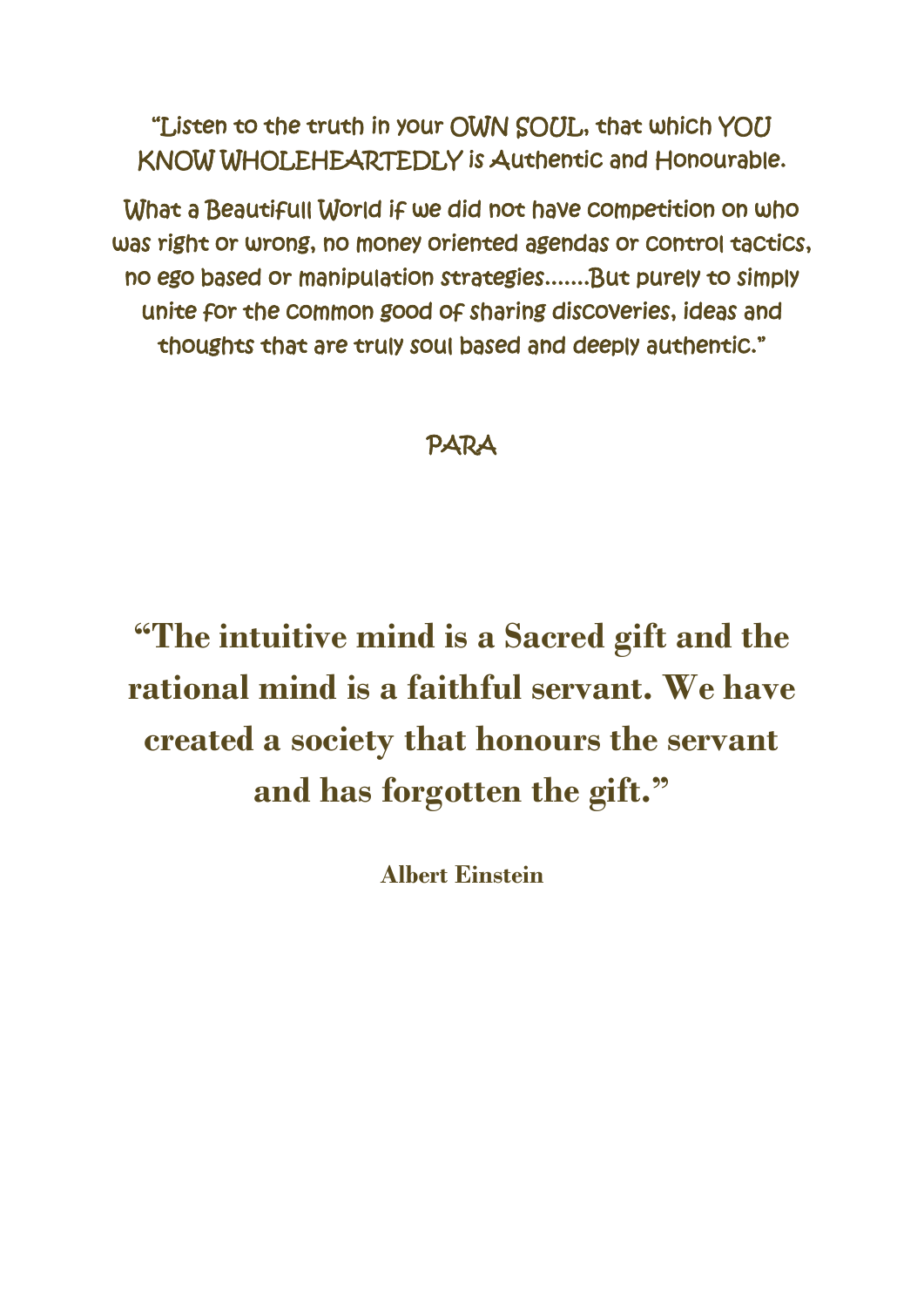"Listen to the truth in your OWN SOUL, that which YOU KNOW WHOLEHEARTEDLY is Authentic and Honourable.

What a Beautifull World if we did not have competition on who was right or wrong, no money oriented agendas or control tactics, no ego based or manipulation strategies.......But purely to simply unite for the common good of sharing discoveries, ideas and thoughts that are truly soul based and deeply authentic."

PARA

**"The intuitive mind is a Sacred gift and the rational mind is a faithful servant. We have created a society that honours the servant and has forgotten the gift."**

**Albert Einstein**